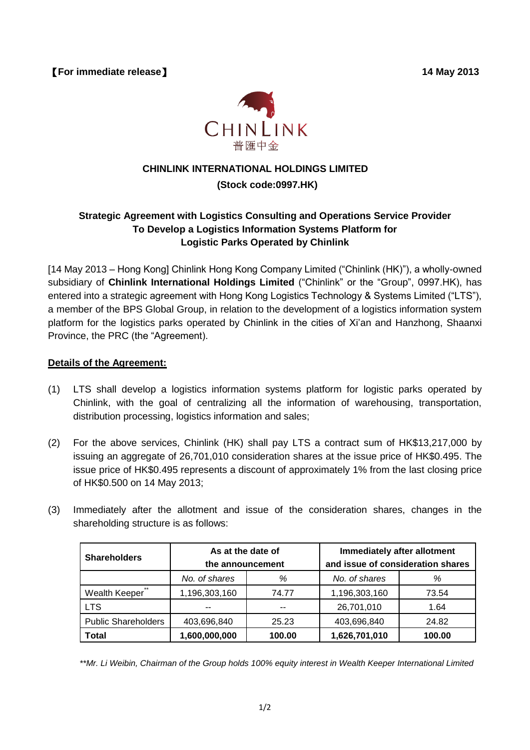【For immediate release】 **14 May 2013**

CHINLINK
普匯中金

**CHINLINK INTERNATIONAL HOLDINGS LIMITED**

**(Stock code:0997.HK)**

## Strategic Agreement with Logistics Consulting and Operations Service Provider To Develop a Logistics Information Systems Platform for Logistic Parks Operated by Chinlink

[14 May 2013 – Hong Kong] Chinlink Hong Kong Company Limited ("Chinlink (HK)"), a wholly-owned subsidiary of **Chinlink International Holdings Limited** ("Chinlink" or the "Group", 0997.HK), has entered into a strategic agreement with Hong Kong Logistics Technology & Systems Limited ("LTS"), a member of the BPS Global Group, in relation to the development of a logistics information system platform for the logistics parks operated by Chinlink in the cities of Xi'an and Hanzhong, Shaanxi Province, the PRC (the "Agreement).

**Details of the Agreement:**

(1) LTS shall develop a logistics information systems platform for logistic parks operated by Chinlink, with the goal of centralizing all the information of warehousing, transportation, distribution processing, logistics information and sales;

(2) For the above services, Chinlink (HK) shall pay LTS a contract sum of HK$13,217,000 by issuing an aggregate of 26,701,010 consideration shares at the issue price of HK$0.495. The issue price of HK$0.495 represents a discount of approximately 1% from the last closing price of HK$0.500 on 14 May 2013;

(3) Immediately after the allotment and issue of the consideration shares, changes in the shareholding structure is as follows:

| Shareholders | As at the date of the announcement | | Immediately after allotment and issue of consideration shares | |
|---|---|---|---|---|
| | *No. of shares* | *%* | *No. of shares* | *%* |
| Wealth Keeper** | 1,196,303,160 | 74.77 | 1,196,303,160 | 73.54 |
| LTS | -- | -- | 26,701,010 | 1.64 |
| Public Shareholders | 403,696,840 | 25.23 | 403,696,840 | 24.82 |
| **Total** | **1,600,000,000** | **100.00** | **1,626,701,010** | **100.00** |

*\*\*Mr. Li Weibin, Chairman of the Group holds 100% equity interest in Wealth Keeper International Limited*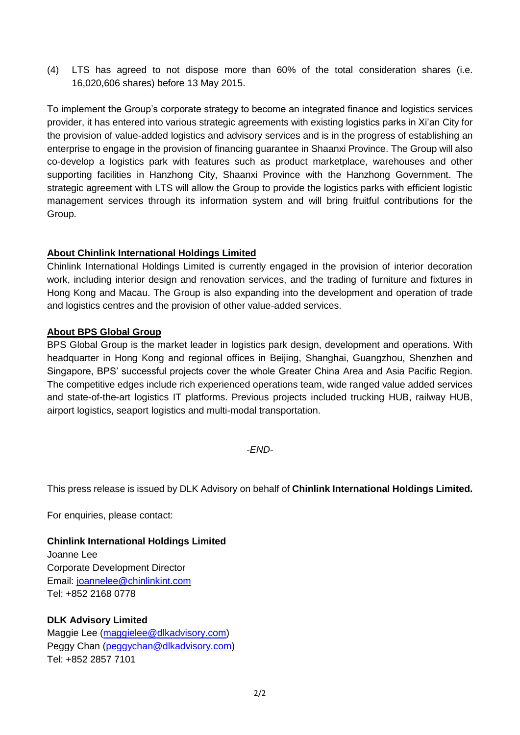(4) LTS has agreed to not dispose more than 60% of the total consideration shares (i.e. 16,020,606 shares) before 13 May 2015.

To implement the Group's corporate strategy to become an integrated finance and logistics services provider, it has entered into various strategic agreements with existing logistics parks in Xi'an City for the provision of value-added logistics and advisory services and is in the progress of establishing an enterprise to engage in the provision of financing guarantee in Shaanxi Province. The Group will also co-develop a logistics park with features such as product marketplace, warehouses and other supporting facilities in Hanzhong City, Shaanxi Province with the Hanzhong Government. The strategic agreement with LTS will allow the Group to provide the logistics parks with efficient logistic management services through its information system and will bring fruitful contributions for the Group.

**About Chinlink International Holdings Limited**

Chinlink International Holdings Limited is currently engaged in the provision of interior decoration work, including interior design and renovation services, and the trading of furniture and fixtures in Hong Kong and Macau. The Group is also expanding into the development and operation of trade and logistics centres and the provision of other value-added services.

**About BPS Global Group**

BPS Global Group is the market leader in logistics park design, development and operations. With headquarter in Hong Kong and regional offices in Beijing, Shanghai, Guangzhou, Shenzhen and Singapore, BPS' successful projects cover the whole Greater China Area and Asia Pacific Region. The competitive edges include rich experienced operations team, wide ranged value added services and state-of-the-art logistics IT platforms. Previous projects included trucking HUB, railway HUB, airport logistics, seaport logistics and multi-modal transportation.

*-END-*

This press release is issued by DLK Advisory on behalf of **Chinlink International Holdings Limited.**

For enquiries, please contact:

**Chinlink International Holdings Limited**
Joanne Lee
Corporate Development Director
Email: joannelee@chinlinkint.com
Tel: +852 2168 0778

**DLK Advisory Limited**
Maggie Lee (maggielee@dlkadvisory.com)
Peggy Chan (peggychan@dlkadvisory.com)
Tel: +852 2857 7101